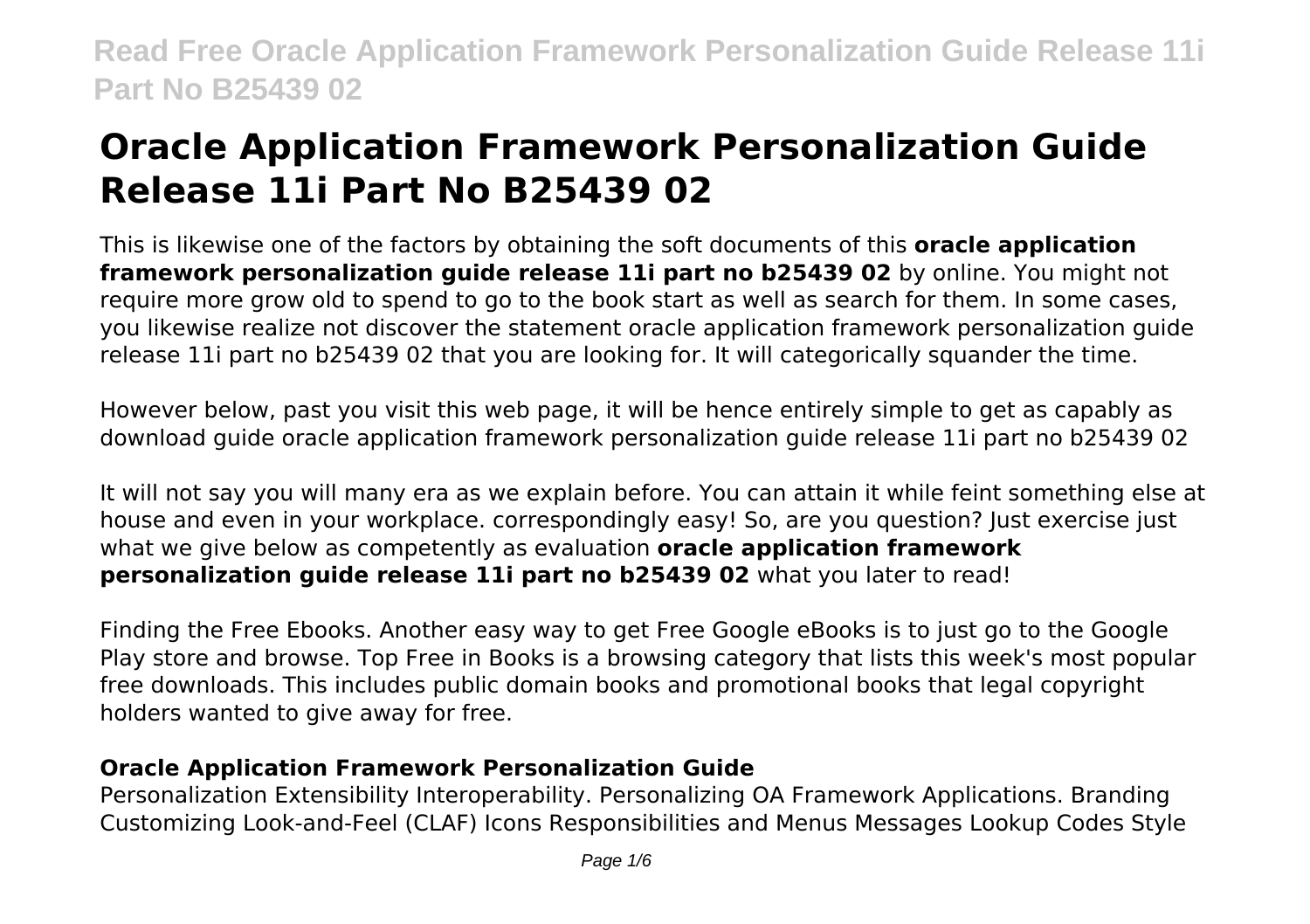# Oracle Application Framework Personalization Guide Release 11i Part No B25439 02

This is likewise one of the factors by obtaining the soft documents of this **oracle application framework personalization guide release 11i part no b25439 02** by online. You might not require more grow old to spend to go to the book start as well as search for them. In some cases, you likewise realize not discover the statement oracle application framework personalization guide release 11i part no b25439 02 that you are looking for. It will categorically squander the time.

However below, past you visit this web page, it will be hence entirely simple to get as capably as download guide oracle application framework personalization guide release 11i part no b25439 02

It will not say you will many era as we explain before. You can attain it while feint something else at house and even in your workplace. correspondingly easy! So, are you question? Just exercise just what we give below as competently as evaluation **oracle application framework personalization guide release 11i part no b25439 02** what you later to read!

Finding the Free Ebooks. Another easy way to get Free Google eBooks is to just go to the Google Play store and browse. Top Free in Books is a browsing category that lists this week's most popular free downloads. This includes public domain books and promotional books that legal copyright holders wanted to give away for free.

## Oracle Application Framework Personalization Guide

Personalization Extensibility Interoperability. Personalizing OA Framework Applications. Branding Customizing Look-and-Feel (CLAF) Icons Responsibilities and Menus Messages Lookup Codes Style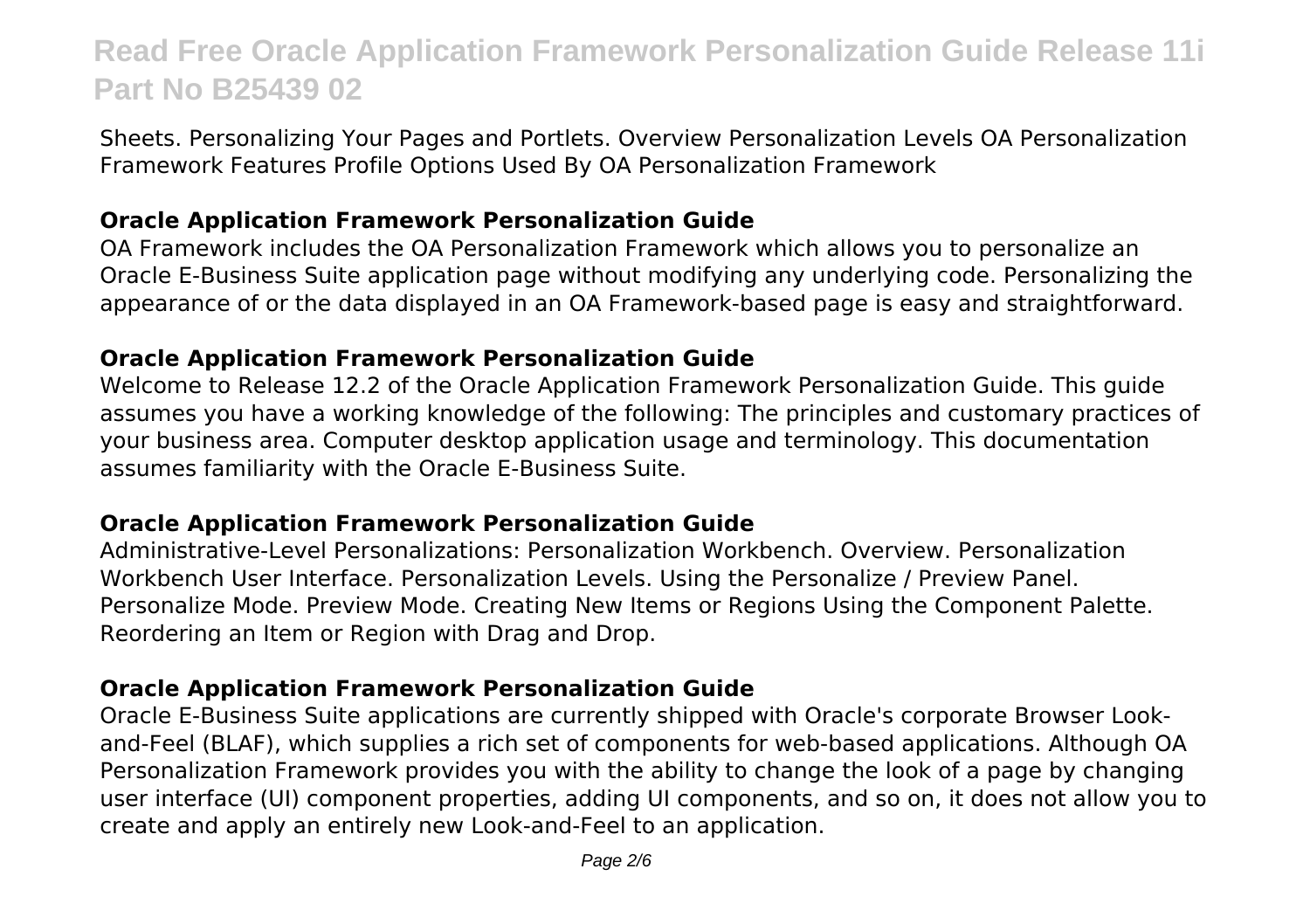Sheets. Personalizing Your Pages and Portlets. Overview Personalization Levels OA Personalization Framework Features Profile Options Used By OA Personalization Framework

## Oracle Application Framework Personalization Guide

OA Framework includes the OA Personalization Framework which allows you to personalize an Oracle E-Business Suite application page without modifying any underlying code. Personalizing the appearance of or the data displayed in an OA Framework-based page is easy and straightforward.

## Oracle Application Framework Personalization Guide

Welcome to Release 12.2 of the Oracle Application Framework Personalization Guide. This guide assumes you have a working knowledge of the following: The principles and customary practices of your business area. Computer desktop application usage and terminology. This documentation assumes familiarity with the Oracle E-Business Suite.

## Oracle Application Framework Personalization Guide

Administrative-Level Personalizations: Personalization Workbench. Overview. Personalization Workbench User Interface. Personalization Levels. Using the Personalize / Preview Panel. Personalize Mode. Preview Mode. Creating New Items or Regions Using the Component Palette. Reordering an Item or Region with Drag and Drop.

## Oracle Application Framework Personalization Guide

Oracle E-Business Suite applications are currently shipped with Oracle's corporate Browser Look-and-Feel (BLAF), which supplies a rich set of components for web-based applications. Although OA Personalization Framework provides you with the ability to change the look of a page by changing user interface (UI) component properties, adding UI components, and so on, it does not allow you to create and apply an entirely new Look-and-Feel to an application.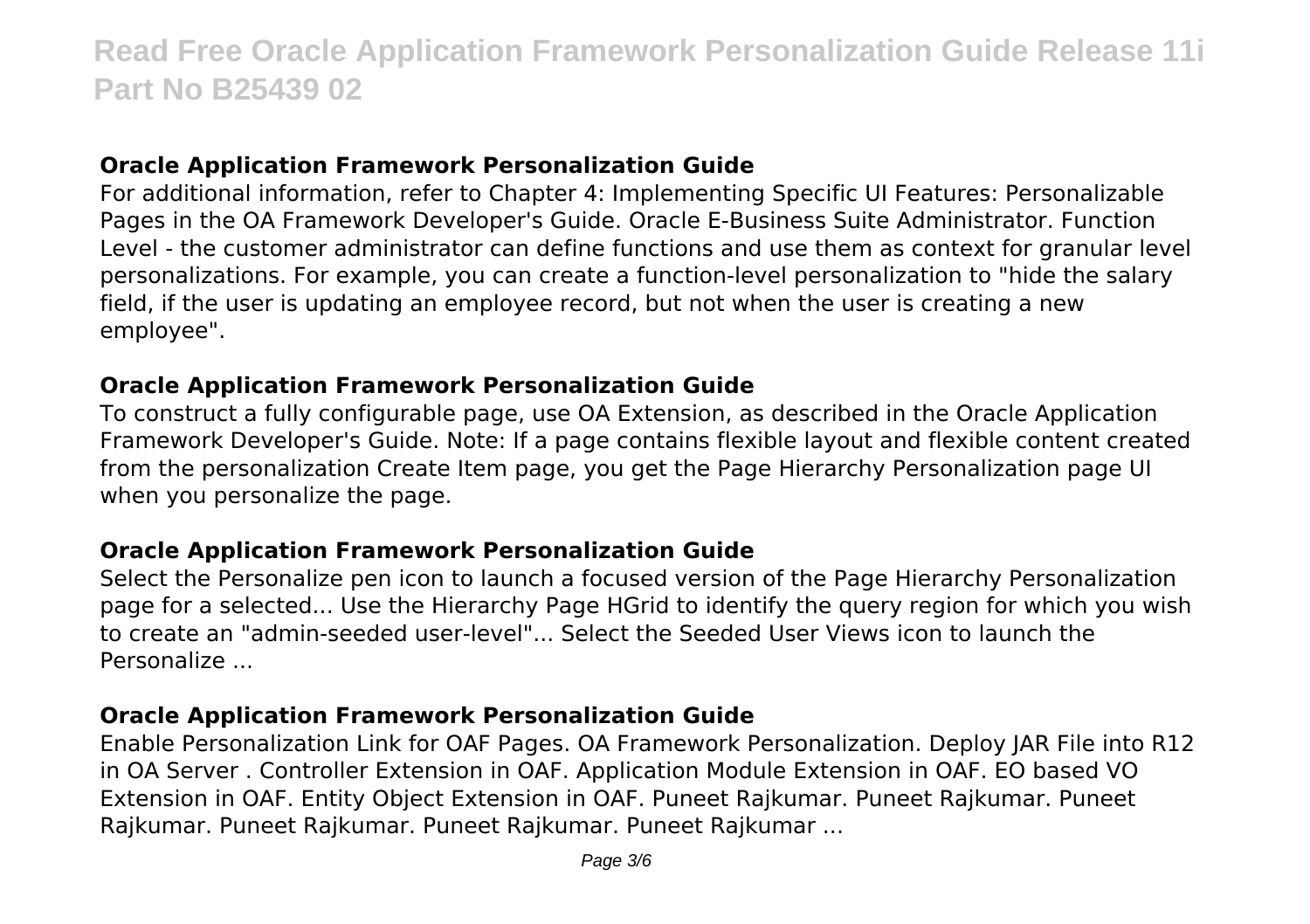## Oracle Application Framework Personalization Guide

For additional information, refer to Chapter 4: Implementing Specific UI Features: Personalizable Pages in the OA Framework Developer's Guide. Oracle E-Business Suite Administrator. Function Level - the customer administrator can define functions and use them as context for granular level personalizations. For example, you can create a function-level personalization to "hide the salary field, if the user is updating an employee record, but not when the user is creating a new employee".

## Oracle Application Framework Personalization Guide

To construct a fully configurable page, use OA Extension, as described in the Oracle Application Framework Developer's Guide. Note: If a page contains flexible layout and flexible content created from the personalization Create Item page, you get the Page Hierarchy Personalization page UI when you personalize the page.

## Oracle Application Framework Personalization Guide

Select the Personalize pen icon to launch a focused version of the Page Hierarchy Personalization page for a selected... Use the Hierarchy Page HGrid to identify the query region for which you wish to create an "admin-seeded user-level"... Select the Seeded User Views icon to launch the Personalize ...

## Oracle Application Framework Personalization Guide

Enable Personalization Link for OAF Pages. OA Framework Personalization. Deploy JAR File into R12 in OA Server . Controller Extension in OAF. Application Module Extension in OAF. EO based VO Extension in OAF. Entity Object Extension in OAF. Puneet Rajkumar. Puneet Rajkumar. Puneet Rajkumar. Puneet Rajkumar. Puneet Rajkumar. Puneet Rajkumar ...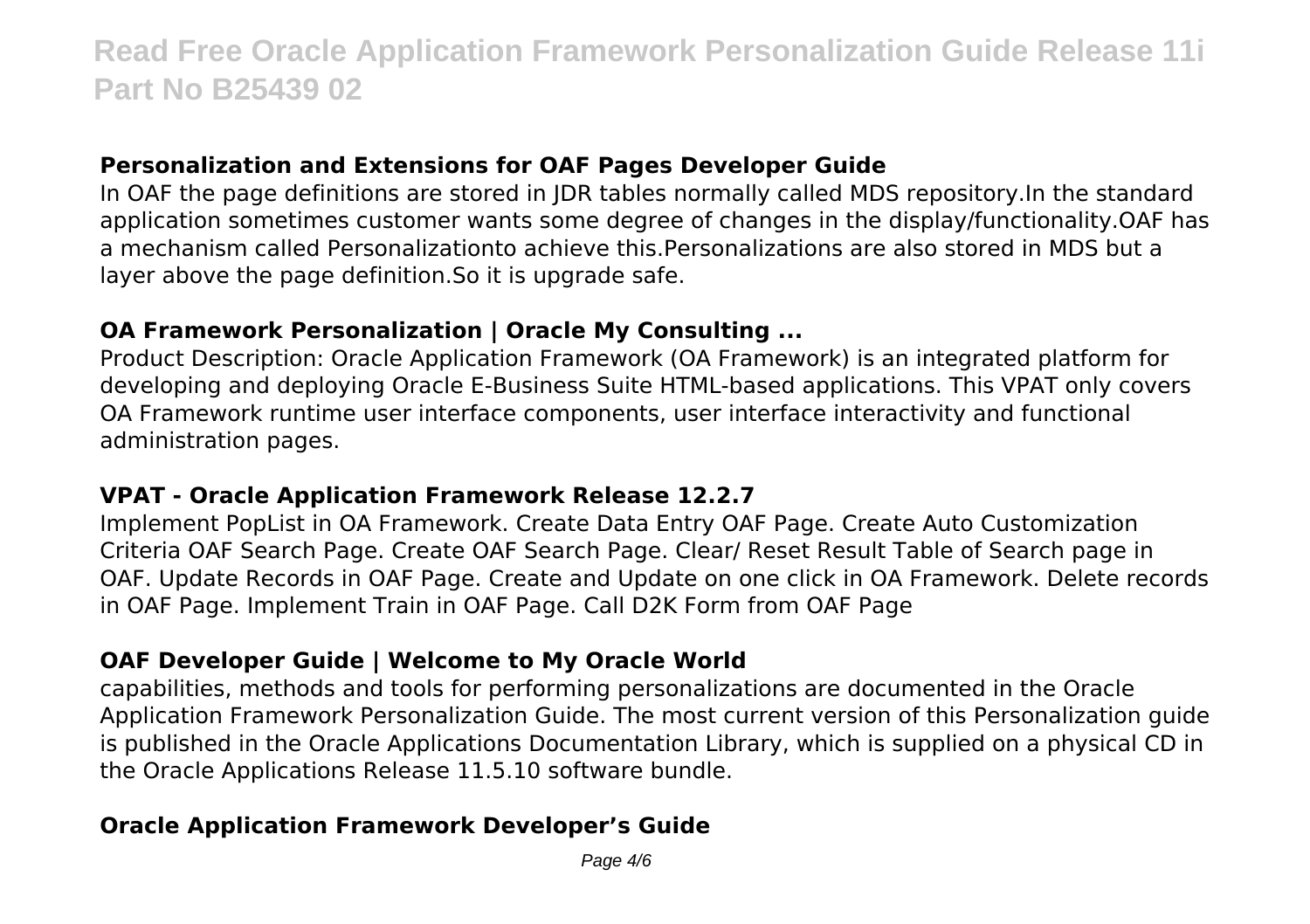### Personalization and Extensions for OAF Pages Developer Guide

In OAF the page definitions are stored in JDR tables normally called MDS repository.In the standard application sometimes customer wants some degree of changes in the display/functionality.OAF has a mechanism called Personalizationto achieve this.Personalizations are also stored in MDS but a layer above the page definition.So it is upgrade safe.

### OA Framework Personalization | Oracle My Consulting ...

Product Description: Oracle Application Framework (OA Framework) is an integrated platform for developing and deploying Oracle E-Business Suite HTML-based applications. This VPAT only covers OA Framework runtime user interface components, user interface interactivity and functional administration pages.

### VPAT - Oracle Application Framework Release 12.2.7

Implement PopList in OA Framework. Create Data Entry OAF Page. Create Auto Customization Criteria OAF Search Page. Create OAF Search Page. Clear/ Reset Result Table of Search page in OAF. Update Records in OAF Page. Create and Update on one click in OA Framework. Delete records in OAF Page. Implement Train in OAF Page. Call D2K Form from OAF Page

### OAF Developer Guide | Welcome to My Oracle World

capabilities, methods and tools for performing personalizations are documented in the Oracle Application Framework Personalization Guide. The most current version of this Personalization guide is published in the Oracle Applications Documentation Library, which is supplied on a physical CD in the Oracle Applications Release 11.5.10 software bundle.

### Oracle Application Framework Developer's Guide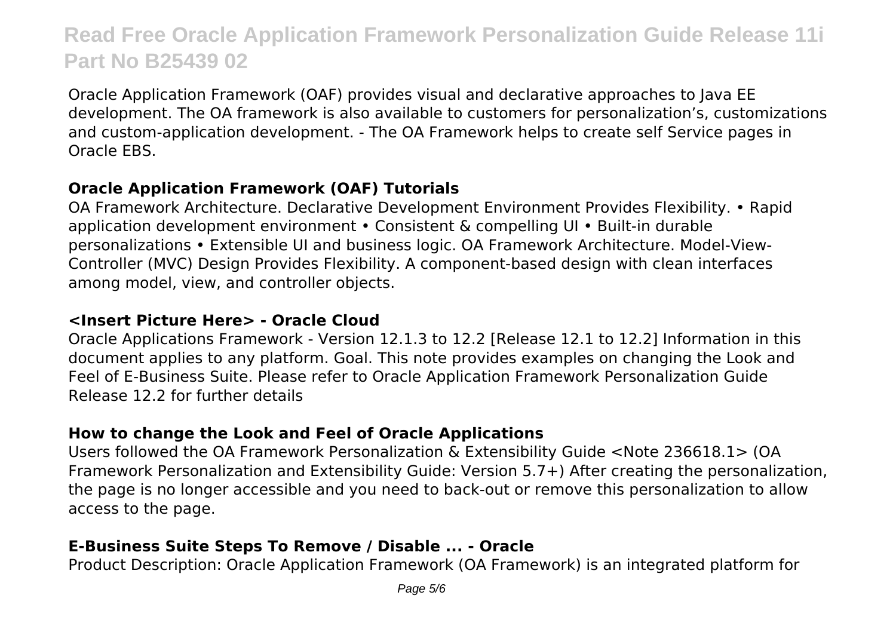Oracle Application Framework (OAF) provides visual and declarative approaches to Java EE development. The OA framework is also available to customers for personalization's, customizations and custom-application development. - The OA Framework helps to create self Service pages in Oracle EBS.

### Oracle Application Framework (OAF) Tutorials

OA Framework Architecture. Declarative Development Environment Provides Flexibility. • Rapid application development environment • Consistent & compelling UI • Built-in durable personalizations • Extensible UI and business logic. OA Framework Architecture. Model-View-Controller (MVC) Design Provides Flexibility. A component-based design with clean interfaces among model, view, and controller objects.

### <Insert Picture Here> - Oracle Cloud

Oracle Applications Framework - Version 12.1.3 to 12.2 [Release 12.1 to 12.2] Information in this document applies to any platform. Goal. This note provides examples on changing the Look and Feel of E-Business Suite. Please refer to Oracle Application Framework Personalization Guide Release 12.2 for further details

### How to change the Look and Feel of Oracle Applications

Users followed the OA Framework Personalization & Extensibility Guide <Note 236618.1> (OA Framework Personalization and Extensibility Guide: Version 5.7+) After creating the personalization, the page is no longer accessible and you need to back-out or remove this personalization to allow access to the page.

### E-Business Suite Steps To Remove / Disable ... - Oracle

Product Description: Oracle Application Framework (OA Framework) is an integrated platform for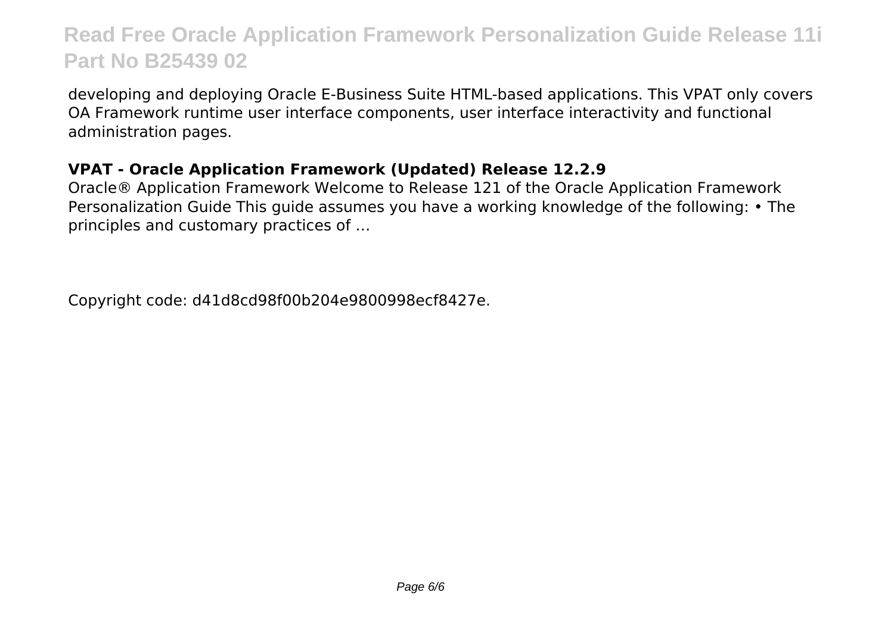developing and deploying Oracle E-Business Suite HTML-based applications. This VPAT only covers OA Framework runtime user interface components, user interface interactivity and functional administration pages.

### VPAT - Oracle Application Framework (Updated) Release 12.2.9

Oracle® Application Framework Welcome to Release 121 of the Oracle Application Framework Personalization Guide This guide assumes you have a working knowledge of the following: • The principles and customary practices of …

Copyright code: d41d8cd98f00b204e9800998ecf8427e.